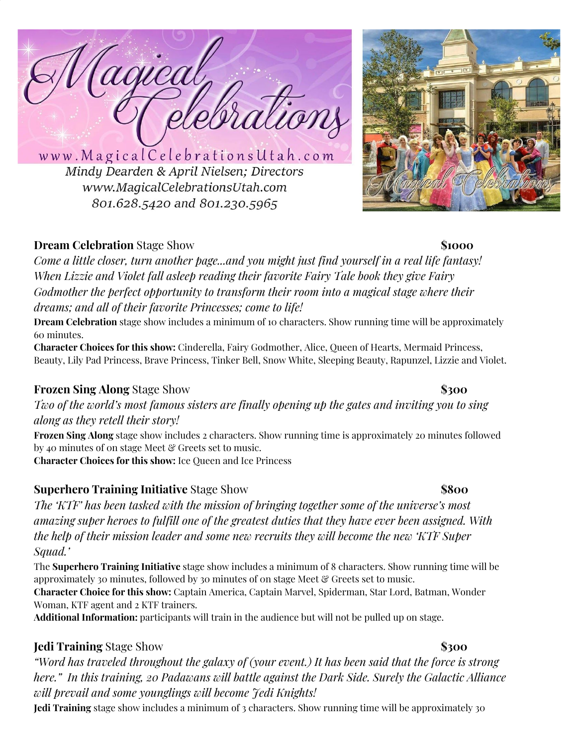# Magical Celebrations

www.MagicalCelebrationsUtah.com

Mindy Dearden & April Nielsen; Directors
www.MagicalCelebrationsUtah.com
801.628.5420 and 801.230.5965

**Dream Celebration** Stage Show — **$1000**

*Come a little closer, turn another page...and you might just find yourself in a real life fantasy! When Lizzie and Violet fall asleep reading their favorite Fairy Tale book they give Fairy Godmother the perfect opportunity to transform their room into a magical stage where their dreams; and all of their favorite Princesses; come to life!*

**Dream Celebration** stage show includes a minimum of 10 characters. Show running time will be approximately 60 minutes.

**Character Choices for this show:** Cinderella, Fairy Godmother, Alice, Queen of Hearts, Mermaid Princess, Beauty, Lily Pad Princess, Brave Princess, Tinker Bell, Snow White, Sleeping Beauty, Rapunzel, Lizzie and Violet.

**Frozen Sing Along** Stage Show — **$300**

*Two of the world's most famous sisters are finally opening up the gates and inviting you to sing along as they retell their story!*

**Frozen Sing Along** stage show includes 2 characters. Show running time is approximately 20 minutes followed by 40 minutes of on stage Meet & Greets set to music.

**Character Choices for this show:** Ice Queen and Ice Princess

**Superhero Training Initiative** Stage Show — **$800**

*The 'KTF' has been tasked with the mission of bringing together some of the universe's most amazing super heroes to fulfill one of the greatest duties that they have ever been assigned. With the help of their mission leader and some new recruits they will become the new 'KTF Super Squad.'*

The **Superhero Training Initiative** stage show includes a minimum of 8 characters. Show running time will be approximately 30 minutes, followed by 30 minutes of on stage Meet & Greets set to music.

**Character Choice for this show:** Captain America, Captain Marvel, Spiderman, Star Lord, Batman, Wonder Woman, KTF agent and 2 KTF trainers.

**Additional Information:** participants will train in the audience but will not be pulled up on stage.

**Jedi Training** Stage Show — **$300**

*"Word has traveled throughout the galaxy of (your event.) It has been said that the force is strong here." In this training, 20 Padawans will battle against the Dark Side. Surely the Galactic Alliance will prevail and some younglings will become Jedi Knights!*

**Jedi Training** stage show includes a minimum of 3 characters. Show running time will be approximately 30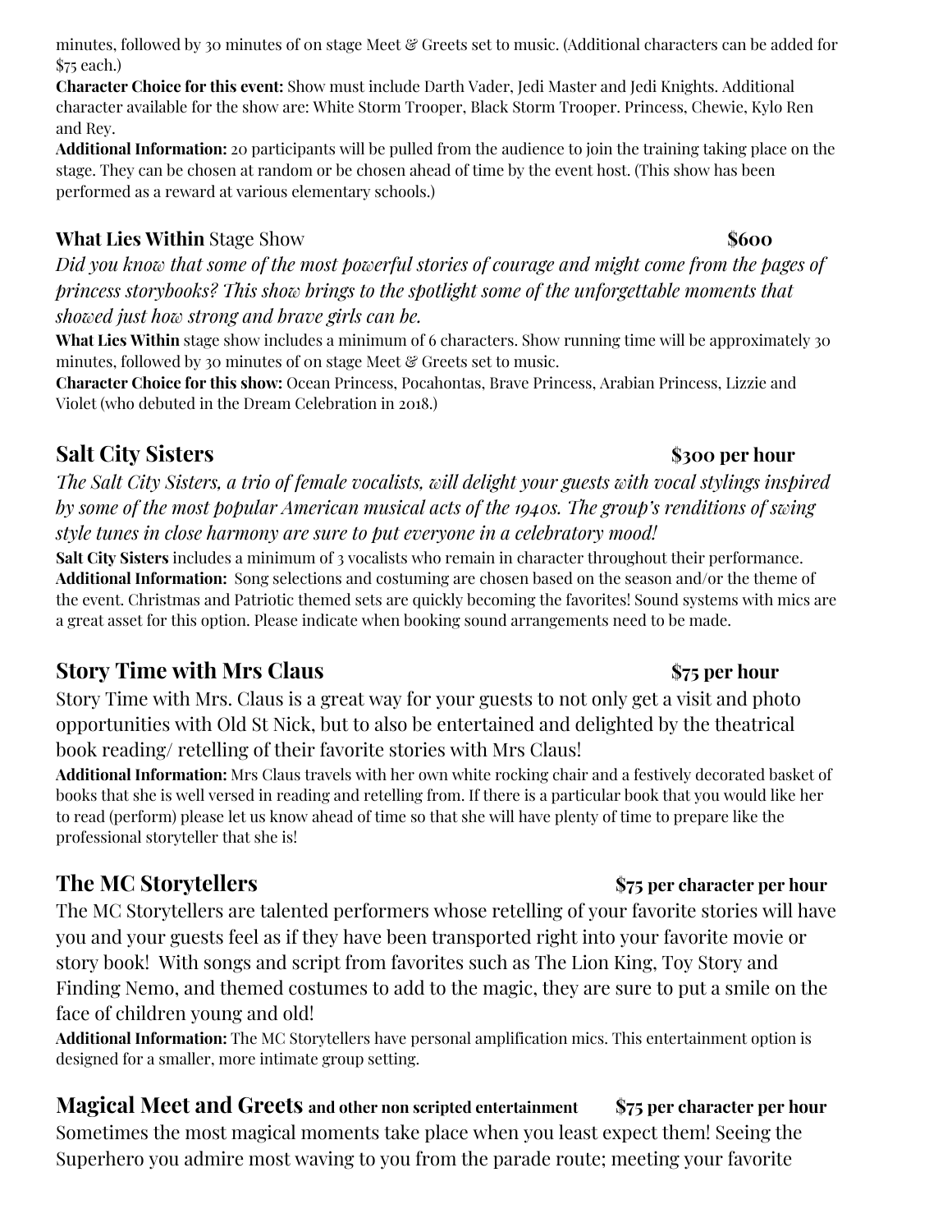minutes, followed by 30 minutes of on stage Meet & Greets set to music. (Additional characters can be added for $75 each.)
**Character Choice for this event:** Show must include Darth Vader, Jedi Master and Jedi Knights. Additional character available for the show are: White Storm Trooper, Black Storm Trooper. Princess, Chewie, Kylo Ren and Rey.
**Additional Information:** 20 participants will be pulled from the audience to join the training taking place on the stage. They can be chosen at random or be chosen ahead of time by the event host. (This show has been performed as a reward at various elementary schools.)

**What Lies Within** Stage Show **$600**

*Did you know that some of the most powerful stories of courage and might come from the pages of princess storybooks? This show brings to the spotlight some of the unforgettable moments that showed just how strong and brave girls can be.*

**What Lies Within** stage show includes a minimum of 6 characters. Show running time will be approximately 30 minutes, followed by 30 minutes of on stage Meet & Greets set to music.
**Character Choice for this show:** Ocean Princess, Pocahontas, Brave Princess, Arabian Princess, Lizzie and Violet (who debuted in the Dream Celebration in 2018.)

## Salt City Sisters **$300 per hour**

*The Salt City Sisters, a trio of female vocalists, will delight your guests with vocal stylings inspired by some of the most popular American musical acts of the 1940s. The group's renditions of swing style tunes in close harmony are sure to put everyone in a celebratory mood!*

**Salt City Sisters** includes a minimum of 3 vocalists who remain in character throughout their performance.
**Additional Information:** Song selections and costuming are chosen based on the season and/or the theme of the event. Christmas and Patriotic themed sets are quickly becoming the favorites! Sound systems with mics are a great asset for this option. Please indicate when booking sound arrangements need to be made.

## Story Time with Mrs Claus **$75 per hour**

Story Time with Mrs. Claus is a great way for your guests to not only get a visit and photo opportunities with Old St Nick, but to also be entertained and delighted by the theatrical book reading/ retelling of their favorite stories with Mrs Claus!

**Additional Information:** Mrs Claus travels with her own white rocking chair and a festively decorated basket of books that she is well versed in reading and retelling from. If there is a particular book that you would like her to read (perform) please let us know ahead of time so that she will have plenty of time to prepare like the professional storyteller that she is!

## The MC Storytellers **$75 per character per hour**

The MC Storytellers are talented performers whose retelling of your favorite stories will have you and your guests feel as if they have been transported right into your favorite movie or story book! With songs and script from favorites such as The Lion King, Toy Story and Finding Nemo, and themed costumes to add to the magic, they are sure to put a smile on the face of children young and old!

**Additional Information:** The MC Storytellers have personal amplification mics. This entertainment option is designed for a smaller, more intimate group setting.

## Magical Meet and Greets **and other non scripted entertainment** **$75 per character per hour**

Sometimes the most magical moments take place when you least expect them! Seeing the Superhero you admire most waving to you from the parade route; meeting your favorite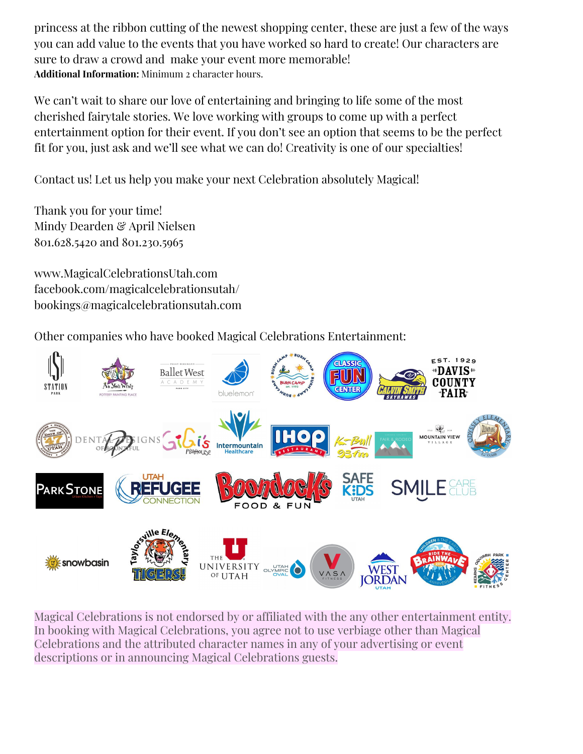princess at the ribbon cutting of the newest shopping center, these are just a few of the ways you can add value to the events that you have worked so hard to create! Our characters are sure to draw a crowd and  make your event more memorable!
**Additional Information:** Minimum 2 character hours.

We can't wait to share our love of entertaining and bringing to life some of the most cherished fairytale stories. We love working with groups to come up with a perfect entertainment option for their event. If you don't see an option that seems to be the perfect fit for you, just ask and we'll see what we can do! Creativity is one of our specialties!

Contact us! Let us help you make your next Celebration absolutely Magical!

Thank you for your time!
Mindy Dearden & April Nielsen
801.628.5420 and 801.230.5965

www.MagicalCelebrationsUtah.com
facebook.com/magicalcelebrationsutah/
bookings@magicalcelebrationsutah.com

Other companies who have booked Magical Celebrations Entertainment:

Magical Celebrations is not endorsed by or affiliated with the any other entertainment entity. In booking with Magical Celebrations, you agree not to use verbiage other than Magical Celebrations and the attributed character names in any of your advertising or event descriptions or in announcing Magical Celebrations guests.